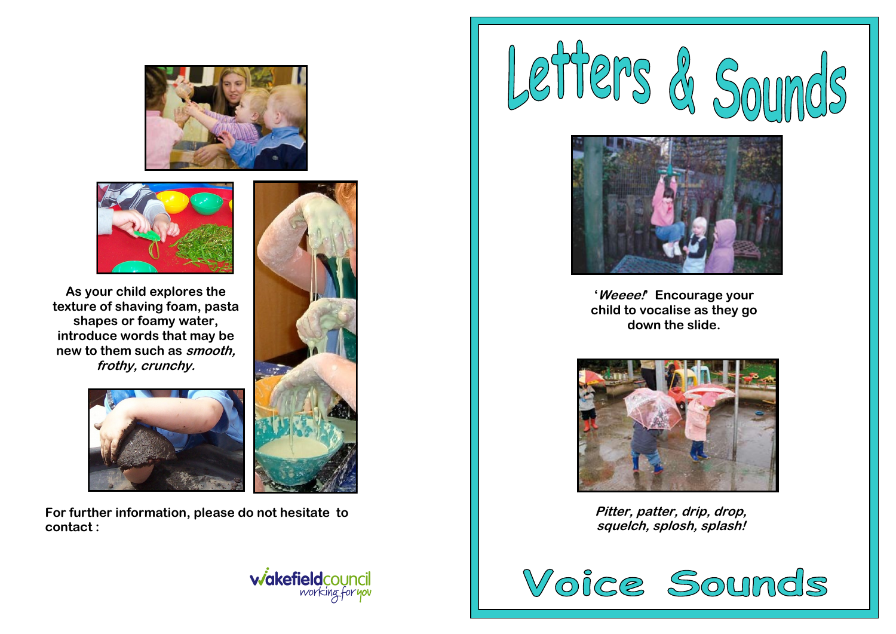As your child explores the texture of shaving foam, pasta shapes or foamy water, introduce words that may be new to them such as *smooth, frothy, crunchy.*

For further information, please do not hesitate to contact :

wakefieldcouncil
working for you

# Letters & Sounds

'*Weeee!*' Encourage your child to vocalise as they go down the slide.

*Pitter, patter, drip, drop, squelch, splosh, splash!*

## Voice Sounds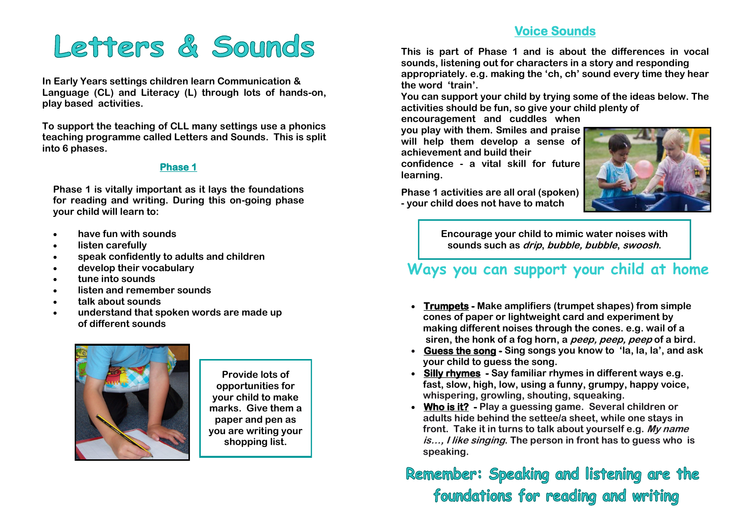# Letters & Sounds

**In Early Years settings children learn Communication & Language (CL) and Literacy (L) through lots of hands-on, play based activities.**

**To support the teaching of CLL many settings use a phonics teaching programme called Letters and Sounds. This is split into 6 phases.**

## Phase 1

**Phase 1 is vitally important as it lays the foundations for reading and writing. During this on-going phase your child will learn to:**

- **have fun with sounds**
- **listen carefully**
- **speak confidently to adults and children**
- **develop their vocabulary**
- **tune into sounds**
- **listen and remember sounds**
- **talk about sounds**
- **understand that spoken words are made up of different sounds**

**Provide lots of opportunities for your child to make marks. Give them a paper and pen as you are writing your shopping list.**

## Voice Sounds

**This is part of Phase 1 and is about the differences in vocal sounds, listening out for characters in a story and responding appropriately. e.g. making the 'ch, ch' sound every time they hear the word 'train'.**

**You can support your child by trying some of the ideas below. The activities should be fun, so give your child plenty of encouragement and cuddles when you play with them. Smiles and praise will help them develop a sense of achievement and build their confidence - a vital skill for future learning.**

**Phase 1 activities are all oral (spoken) - your child does not have to match**

**Encourage your child to mimic water noises with sounds such as *drip*, *bubble, bubble*, *swoosh*.**

## Ways you can support your child at home

- **Trumpets - Make amplifiers (trumpet shapes) from simple cones of paper or lightweight card and experiment by making different noises through the cones. e.g. wail of a siren, the honk of a fog horn, a *peep, peep, peep* of a bird.**
- **Guess the song - Sing songs you know to 'la, la, la', and ask your child to guess the song.**
- **Silly rhymes - Say familiar rhymes in different ways e.g. fast, slow, high, low, using a funny, grumpy, happy voice, whispering, growling, shouting, squeaking.**
- **Who is it? - Play a guessing game. Several children or adults hide behind the settee/a sheet, while one stays in front. Take it in turns to talk about yourself e.g. *My name is…, I like singing*. The person in front has to guess who is speaking.**

**Remember: Speaking and listening are the foundations for reading and writing**